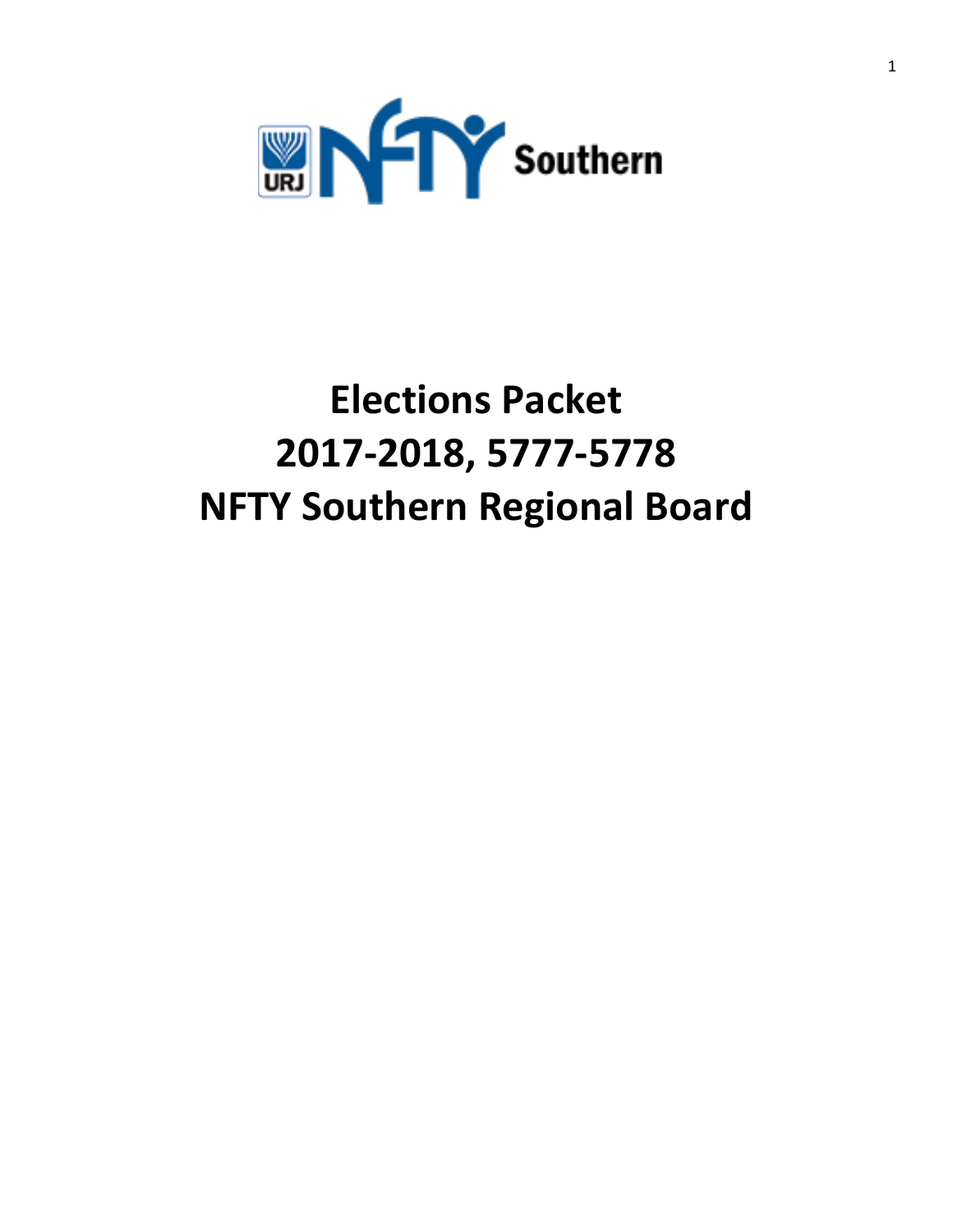URJ NFTY Southern

# Elections Packet
# 2017-2018, 5777-5778
# NFTY Southern Regional Board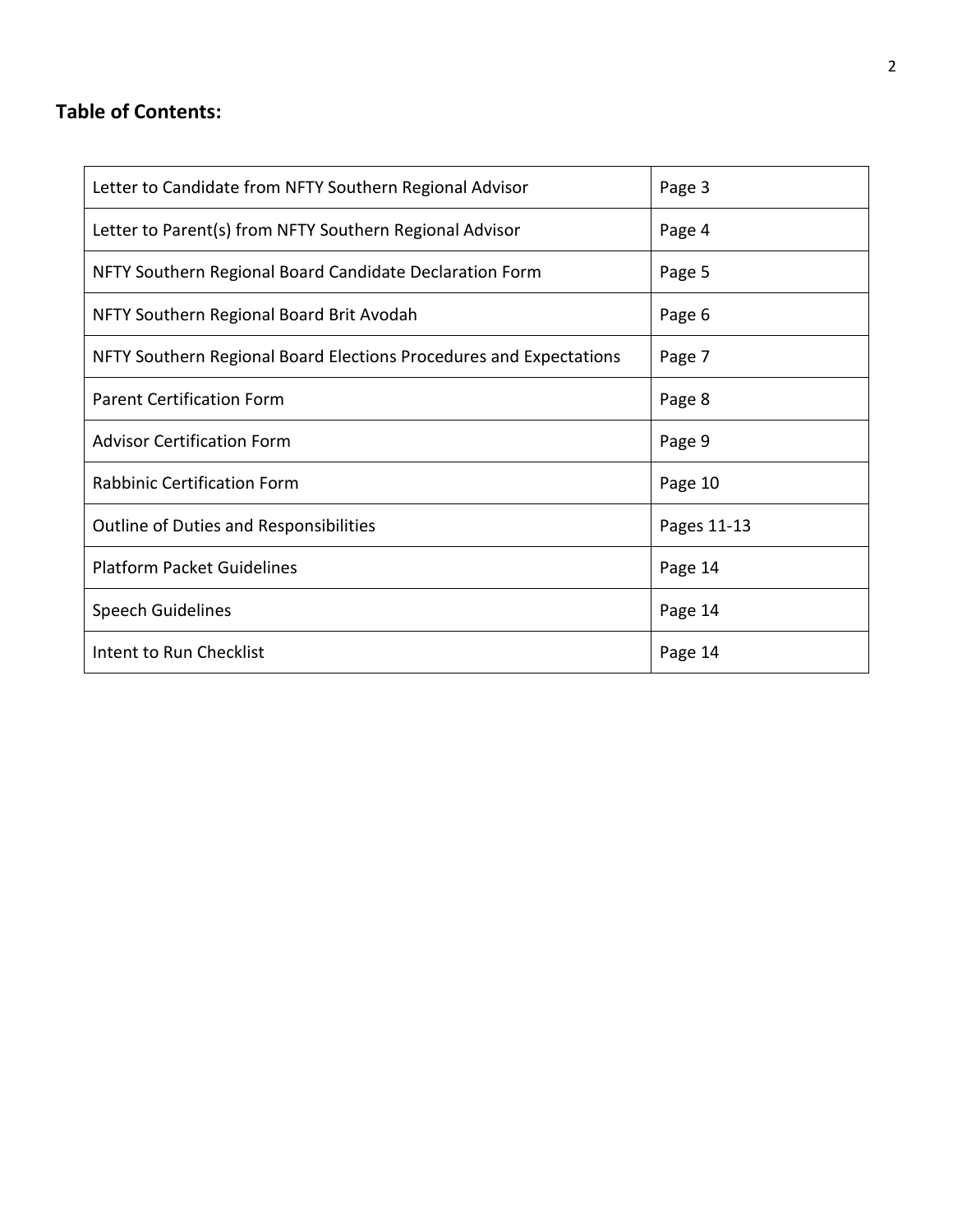**Table of Contents:**

| | |
|---|---|
| Letter to Candidate from NFTY Southern Regional Advisor | Page 3 |
| Letter to Parent(s) from NFTY Southern Regional Advisor | Page 4 |
| NFTY Southern Regional Board Candidate Declaration Form | Page 5 |
| NFTY Southern Regional Board Brit Avodah | Page 6 |
| NFTY Southern Regional Board Elections Procedures and Expectations | Page 7 |
| Parent Certification Form | Page 8 |
| Advisor Certification Form | Page 9 |
| Rabbinic Certification Form | Page 10 |
| Outline of Duties and Responsibilities | Pages 11-13 |
| Platform Packet Guidelines | Page 14 |
| Speech Guidelines | Page 14 |
| Intent to Run Checklist | Page 14 |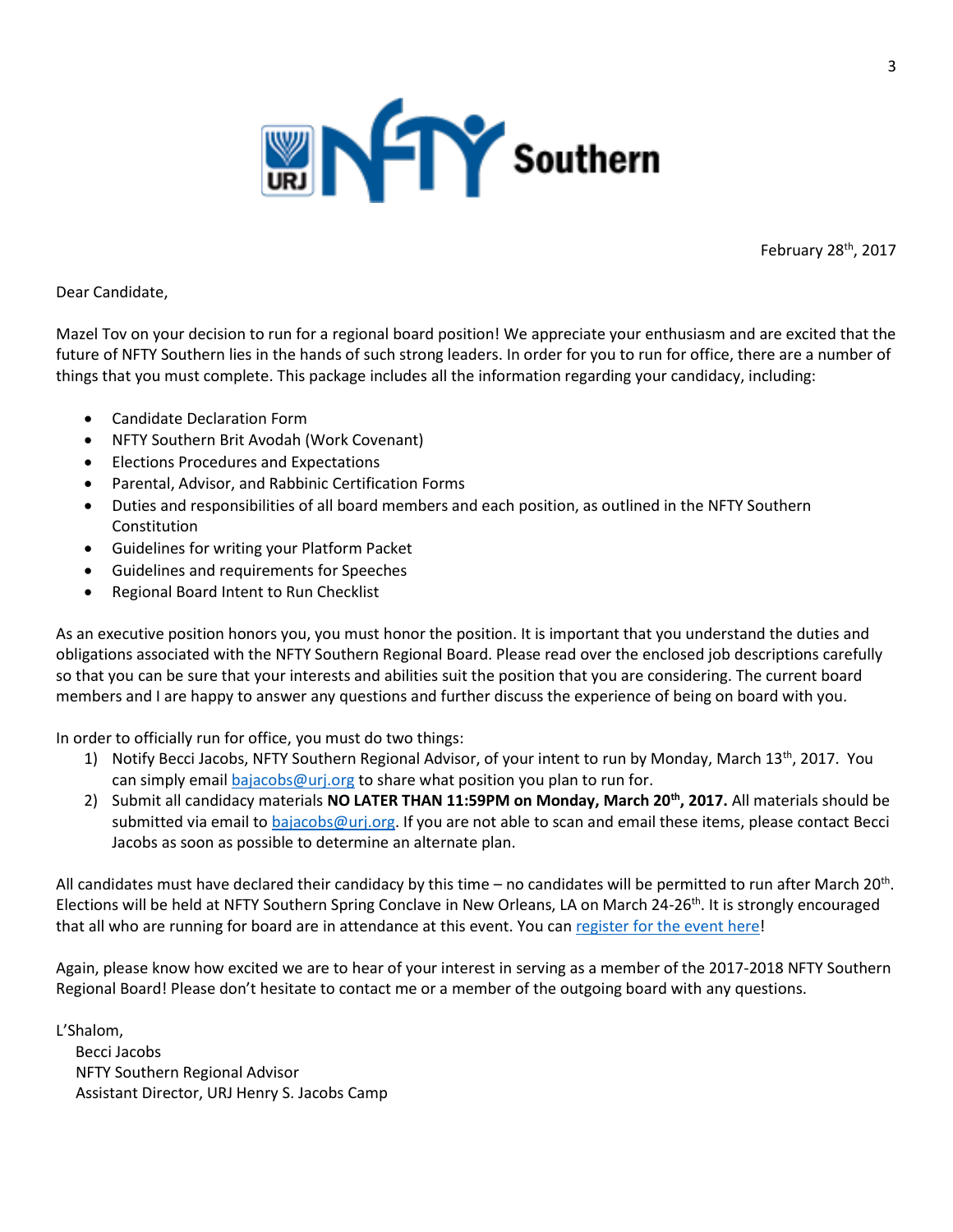February 28th, 2017

Dear Candidate,

Mazel Tov on your decision to run for a regional board position! We appreciate your enthusiasm and are excited that the future of NFTY Southern lies in the hands of such strong leaders. In order for you to run for office, there are a number of things that you must complete. This package includes all the information regarding your candidacy, including:

- Candidate Declaration Form
- NFTY Southern Brit Avodah (Work Covenant)
- Elections Procedures and Expectations
- Parental, Advisor, and Rabbinic Certification Forms
- Duties and responsibilities of all board members and each position, as outlined in the NFTY Southern Constitution
- Guidelines for writing your Platform Packet
- Guidelines and requirements for Speeches
- Regional Board Intent to Run Checklist

As an executive position honors you, you must honor the position. It is important that you understand the duties and obligations associated with the NFTY Southern Regional Board. Please read over the enclosed job descriptions carefully so that you can be sure that your interests and abilities suit the position that you are considering. The current board members and I are happy to answer any questions and further discuss the experience of being on board with you.

In order to officially run for office, you must do two things:

1) Notify Becci Jacobs, NFTY Southern Regional Advisor, of your intent to run by Monday, March 13th, 2017. You can simply email bajacobs@urj.org to share what position you plan to run for.
2) Submit all candidacy materials **NO LATER THAN 11:59PM on Monday, March 20th, 2017.** All materials should be submitted via email to bajacobs@urj.org. If you are not able to scan and email these items, please contact Becci Jacobs as soon as possible to determine an alternate plan.

All candidates must have declared their candidacy by this time – no candidates will be permitted to run after March 20th. Elections will be held at NFTY Southern Spring Conclave in New Orleans, LA on March 24-26th. It is strongly encouraged that all who are running for board are in attendance at this event. You can register for the event here!

Again, please know how excited we are to hear of your interest in serving as a member of the 2017-2018 NFTY Southern Regional Board! Please don't hesitate to contact me or a member of the outgoing board with any questions.

L'Shalom,

Becci Jacobs
NFTY Southern Regional Advisor
Assistant Director, URJ Henry S. Jacobs Camp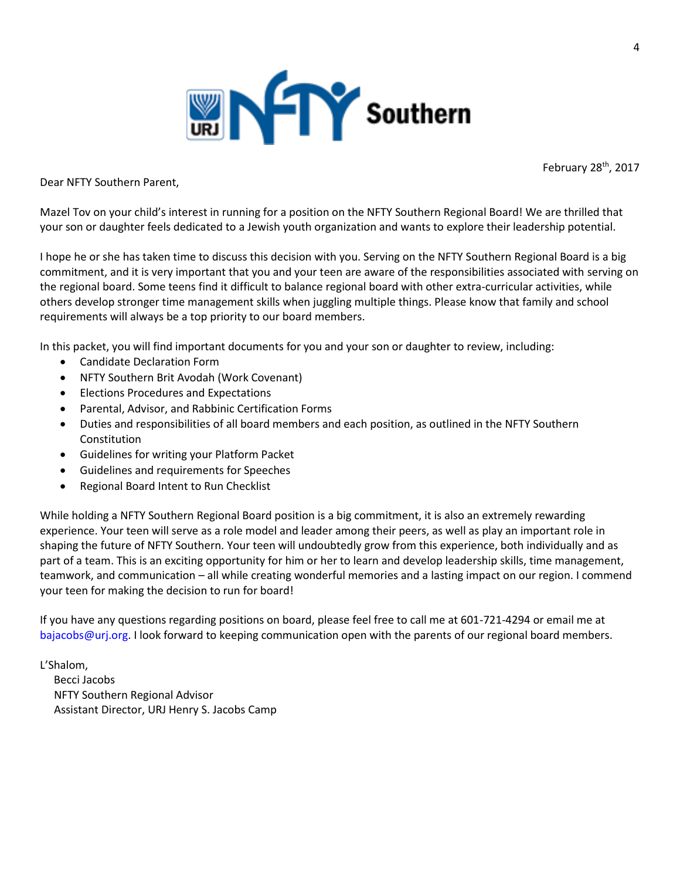February 28th, 2017

Dear NFTY Southern Parent,

Mazel Tov on your child's interest in running for a position on the NFTY Southern Regional Board! We are thrilled that your son or daughter feels dedicated to a Jewish youth organization and wants to explore their leadership potential.

I hope he or she has taken time to discuss this decision with you. Serving on the NFTY Southern Regional Board is a big commitment, and it is very important that you and your teen are aware of the responsibilities associated with serving on the regional board. Some teens find it difficult to balance regional board with other extra-curricular activities, while others develop stronger time management skills when juggling multiple things. Please know that family and school requirements will always be a top priority to our board members.

In this packet, you will find important documents for you and your son or daughter to review, including:

- Candidate Declaration Form
- NFTY Southern Brit Avodah (Work Covenant)
- Elections Procedures and Expectations
- Parental, Advisor, and Rabbinic Certification Forms
- Duties and responsibilities of all board members and each position, as outlined in the NFTY Southern Constitution
- Guidelines for writing your Platform Packet
- Guidelines and requirements for Speeches
- Regional Board Intent to Run Checklist

While holding a NFTY Southern Regional Board position is a big commitment, it is also an extremely rewarding experience. Your teen will serve as a role model and leader among their peers, as well as play an important role in shaping the future of NFTY Southern. Your teen will undoubtedly grow from this experience, both individually and as part of a team. This is an exciting opportunity for him or her to learn and develop leadership skills, time management, teamwork, and communication – all while creating wonderful memories and a lasting impact on our region. I commend your teen for making the decision to run for board!

If you have any questions regarding positions on board, please feel free to call me at 601-721-4294 or email me at bajacobs@urj.org. I look forward to keeping communication open with the parents of our regional board members.

L'Shalom,  
Becci Jacobs  
NFTY Southern Regional Advisor  
Assistant Director, URJ Henry S. Jacobs Camp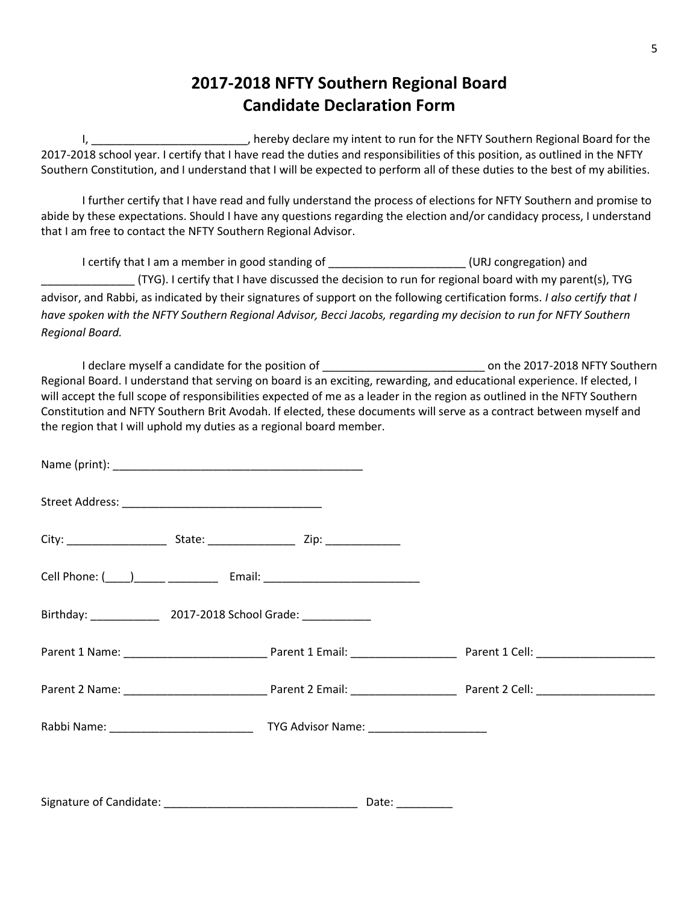# 2017-2018 NFTY Southern Regional Board
# Candidate Declaration Form

I, _________________________, hereby declare my intent to run for the NFTY Southern Regional Board for the 2017-2018 school year. I certify that I have read the duties and responsibilities of this position, as outlined in the NFTY Southern Constitution, and I understand that I will be expected to perform all of these duties to the best of my abilities.

I further certify that I have read and fully understand the process of elections for NFTY Southern and promise to abide by these expectations. Should I have any questions regarding the election and/or candidacy process, I understand that I am free to contact the NFTY Southern Regional Advisor.

I certify that I am a member in good standing of ______________________ (URJ congregation) and _______________ (TYG). I certify that I have discussed the decision to run for regional board with my parent(s), TYG advisor, and Rabbi, as indicated by their signatures of support on the following certification forms. *I also certify that I have spoken with the NFTY Southern Regional Advisor, Becci Jacobs, regarding my decision to run for NFTY Southern Regional Board.*

I declare myself a candidate for the position of __________________________ on the 2017-2018 NFTY Southern Regional Board. I understand that serving on board is an exciting, rewarding, and educational experience. If elected, I will accept the full scope of responsibilities expected of me as a leader in the region as outlined in the NFTY Southern Constitution and NFTY Southern Brit Avodah. If elected, these documents will serve as a contract between myself and the region that I will uphold my duties as a regional board member.

Name (print): ________________________________________

Street Address: ________________________________

City: ________________ State: ______________ Zip: ____________

Cell Phone: (____)_____ ________ Email: _________________________

Birthday: ___________ 2017-2018 School Grade: ___________

Parent 1 Name: _______________________ Parent 1 Email: _________________ Parent 1 Cell: ___________________

Parent 2 Name: _______________________ Parent 2 Email: _________________ Parent 2 Cell: ___________________

Rabbi Name: _______________________ TYG Advisor Name: ___________________

Signature of Candidate: _______________________________ Date: _________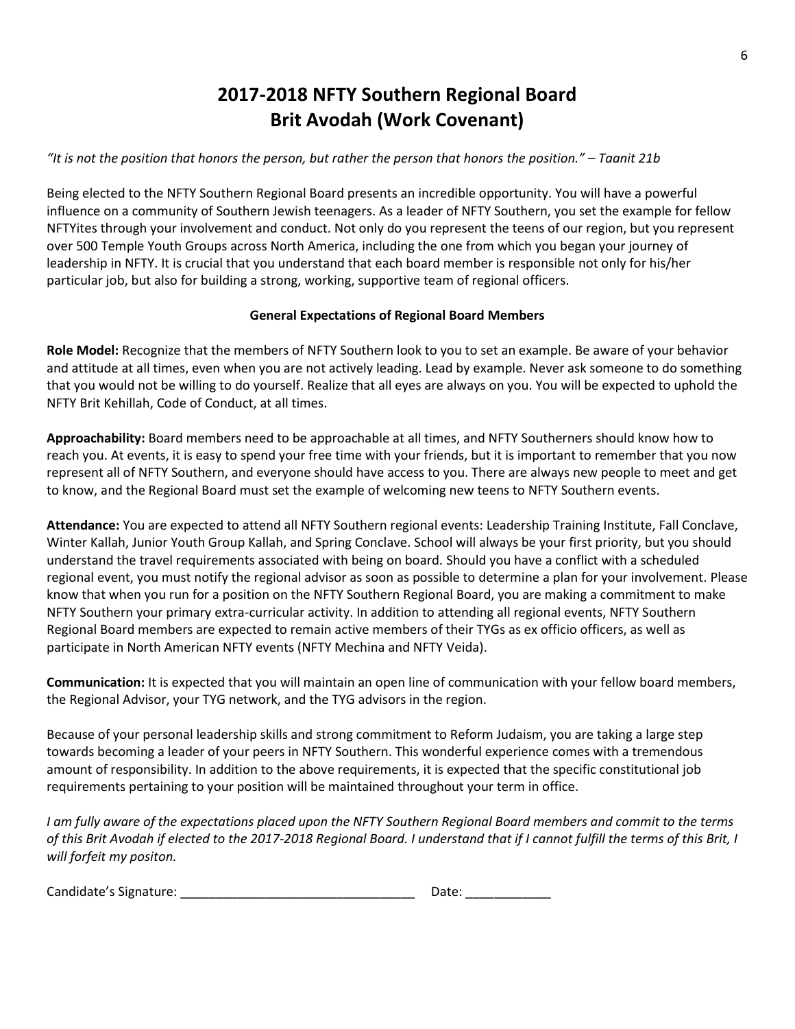# 2017-2018 NFTY Southern Regional Board
# Brit Avodah (Work Covenant)

*"It is not the position that honors the person, but rather the person that honors the position." – Taanit 21b*

Being elected to the NFTY Southern Regional Board presents an incredible opportunity. You will have a powerful influence on a community of Southern Jewish teenagers. As a leader of NFTY Southern, you set the example for fellow NFTYites through your involvement and conduct. Not only do you represent the teens of our region, but you represent over 500 Temple Youth Groups across North America, including the one from which you began your journey of leadership in NFTY. It is crucial that you understand that each board member is responsible not only for his/her particular job, but also for building a strong, working, supportive team of regional officers.

**General Expectations of Regional Board Members**

**Role Model:** Recognize that the members of NFTY Southern look to you to set an example. Be aware of your behavior and attitude at all times, even when you are not actively leading. Lead by example. Never ask someone to do something that you would not be willing to do yourself. Realize that all eyes are always on you. You will be expected to uphold the NFTY Brit Kehillah, Code of Conduct, at all times.

**Approachability:** Board members need to be approachable at all times, and NFTY Southerners should know how to reach you. At events, it is easy to spend your free time with your friends, but it is important to remember that you now represent all of NFTY Southern, and everyone should have access to you. There are always new people to meet and get to know, and the Regional Board must set the example of welcoming new teens to NFTY Southern events.

**Attendance:** You are expected to attend all NFTY Southern regional events: Leadership Training Institute, Fall Conclave, Winter Kallah, Junior Youth Group Kallah, and Spring Conclave. School will always be your first priority, but you should understand the travel requirements associated with being on board. Should you have a conflict with a scheduled regional event, you must notify the regional advisor as soon as possible to determine a plan for your involvement. Please know that when you run for a position on the NFTY Southern Regional Board, you are making a commitment to make NFTY Southern your primary extra-curricular activity. In addition to attending all regional events, NFTY Southern Regional Board members are expected to remain active members of their TYGs as ex officio officers, as well as participate in North American NFTY events (NFTY Mechina and NFTY Veida).

**Communication:** It is expected that you will maintain an open line of communication with your fellow board members, the Regional Advisor, your TYG network, and the TYG advisors in the region.

Because of your personal leadership skills and strong commitment to Reform Judaism, you are taking a large step towards becoming a leader of your peers in NFTY Southern. This wonderful experience comes with a tremendous amount of responsibility. In addition to the above requirements, it is expected that the specific constitutional job requirements pertaining to your position will be maintained throughout your term in office.

*I am fully aware of the expectations placed upon the NFTY Southern Regional Board members and commit to the terms of this Brit Avodah if elected to the 2017-2018 Regional Board. I understand that if I cannot fulfill the terms of this Brit, I will forfeit my positon.*

Candidate's Signature: _________________________________ Date: ____________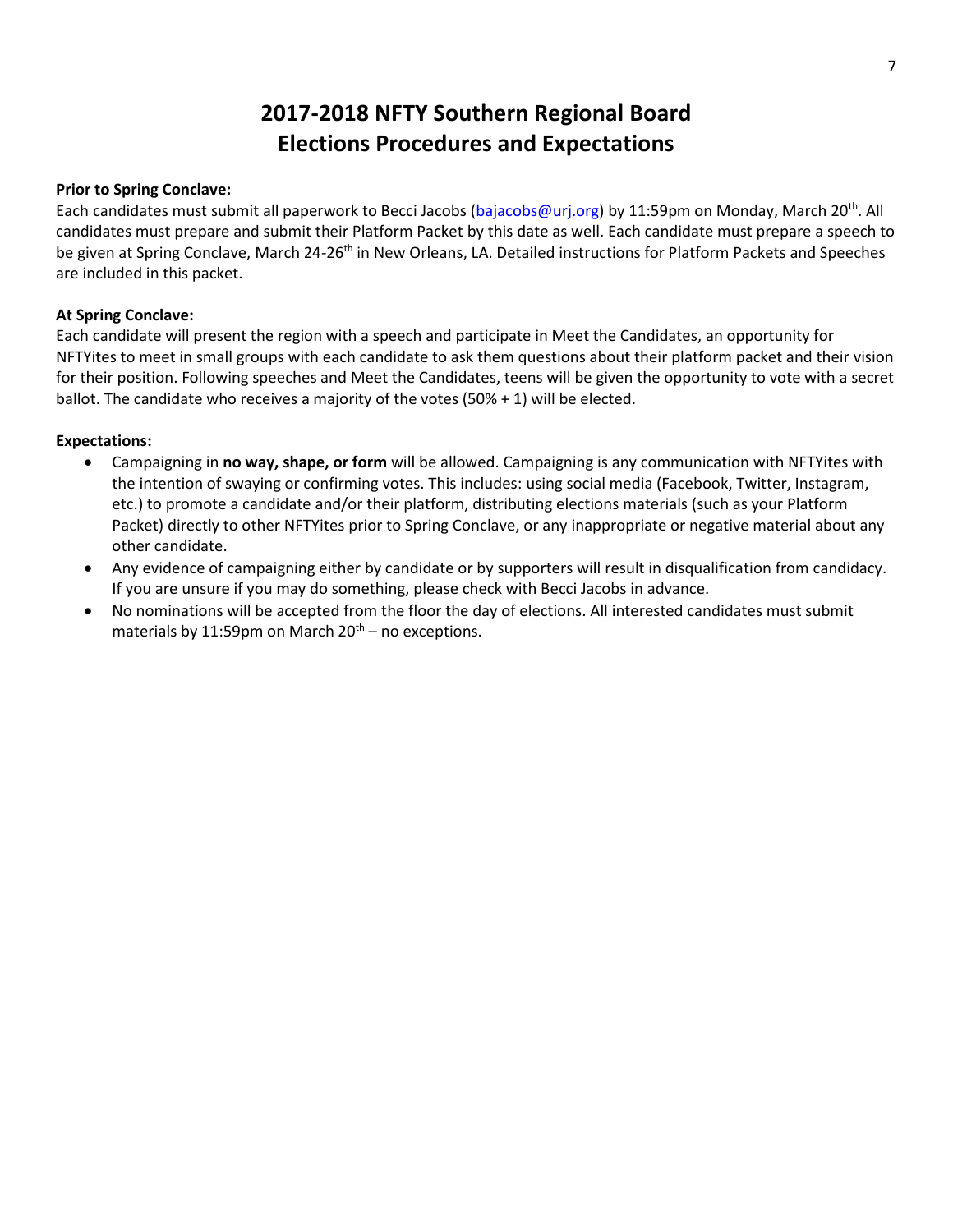# 2017-2018 NFTY Southern Regional Board Elections Procedures and Expectations

**Prior to Spring Conclave:**
Each candidates must submit all paperwork to Becci Jacobs (bajacobs@urj.org) by 11:59pm on Monday, March 20th. All candidates must prepare and submit their Platform Packet by this date as well. Each candidate must prepare a speech to be given at Spring Conclave, March 24-26th in New Orleans, LA. Detailed instructions for Platform Packets and Speeches are included in this packet.

**At Spring Conclave:**
Each candidate will present the region with a speech and participate in Meet the Candidates, an opportunity for NFTYites to meet in small groups with each candidate to ask them questions about their platform packet and their vision for their position. Following speeches and Meet the Candidates, teens will be given the opportunity to vote with a secret ballot. The candidate who receives a majority of the votes (50% + 1) will be elected.

**Expectations:**

- Campaigning in **no way, shape, or form** will be allowed. Campaigning is any communication with NFTYites with the intention of swaying or confirming votes. This includes: using social media (Facebook, Twitter, Instagram, etc.) to promote a candidate and/or their platform, distributing elections materials (such as your Platform Packet) directly to other NFTYites prior to Spring Conclave, or any inappropriate or negative material about any other candidate.
- Any evidence of campaigning either by candidate or by supporters will result in disqualification from candidacy. If you are unsure if you may do something, please check with Becci Jacobs in advance.
- No nominations will be accepted from the floor the day of elections. All interested candidates must submit materials by 11:59pm on March 20th – no exceptions.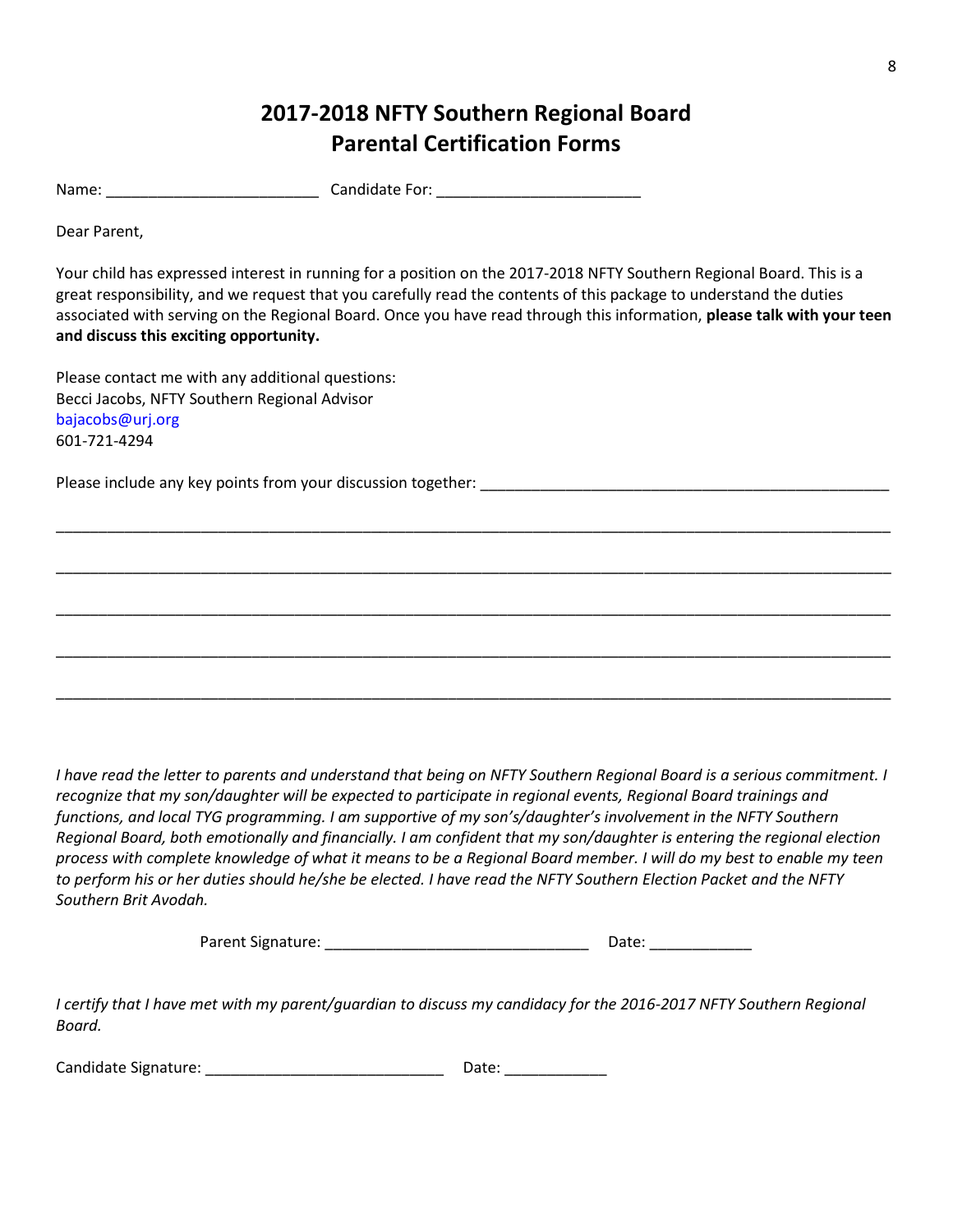# 2017-2018 NFTY Southern Regional Board
# Parental Certification Forms

Name: _________________________ Candidate For: ________________________

Dear Parent,

Your child has expressed interest in running for a position on the 2017-2018 NFTY Southern Regional Board. This is a great responsibility, and we request that you carefully read the contents of this package to understand the duties associated with serving on the Regional Board. Once you have read through this information, **please talk with your teen and discuss this exciting opportunity.**

Please contact me with any additional questions:
Becci Jacobs, NFTY Southern Regional Advisor
bajacobs@urj.org
601-721-4294

Please include any key points from your discussion together: ________________________________________________

____________________________________________________________________________________________________

____________________________________________________________________________________________________

____________________________________________________________________________________________________

____________________________________________________________________________________________________

____________________________________________________________________________________________________

*I have read the letter to parents and understand that being on NFTY Southern Regional Board is a serious commitment. I recognize that my son/daughter will be expected to participate in regional events, Regional Board trainings and functions, and local TYG programming. I am supportive of my son's/daughter's involvement in the NFTY Southern Regional Board, both emotionally and financially. I am confident that my son/daughter is entering the regional election process with complete knowledge of what it means to be a Regional Board member. I will do my best to enable my teen to perform his or her duties should he/she be elected. I have read the NFTY Southern Election Packet and the NFTY Southern Brit Avodah.*

Parent Signature: ______________________________ Date: ____________

*I certify that I have met with my parent/guardian to discuss my candidacy for the 2016-2017 NFTY Southern Regional Board.*

Candidate Signature: ____________________________ Date: ____________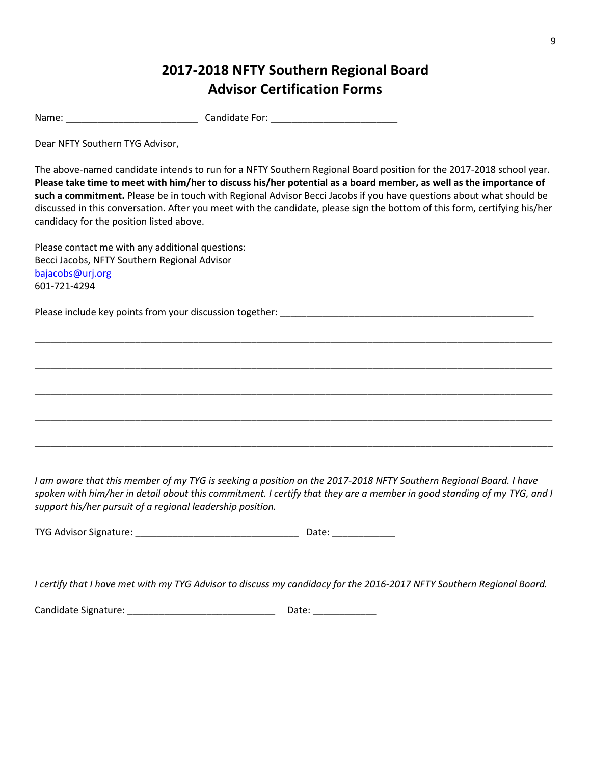# 2017-2018 NFTY Southern Regional Board
# Advisor Certification Forms

Name: _________________________ Candidate For: ________________________

Dear NFTY Southern TYG Advisor,

The above-named candidate intends to run for a NFTY Southern Regional Board position for the 2017-2018 school year. **Please take time to meet with him/her to discuss his/her potential as a board member, as well as the importance of such a commitment.** Please be in touch with Regional Advisor Becci Jacobs if you have questions about what should be discussed in this conversation. After you meet with the candidate, please sign the bottom of this form, certifying his/her candidacy for the position listed above.

Please contact me with any additional questions:
Becci Jacobs, NFTY Southern Regional Advisor
bajacobs@urj.org
601-721-4294

Please include key points from your discussion together: ________________________________________________

____________________________________________________________________________________________________

____________________________________________________________________________________________________

____________________________________________________________________________________________________

____________________________________________________________________________________________________

____________________________________________________________________________________________________

*I am aware that this member of my TYG is seeking a position on the 2017-2018 NFTY Southern Regional Board. I have spoken with him/her in detail about this commitment. I certify that they are a member in good standing of my TYG, and I support his/her pursuit of a regional leadership position.*

TYG Advisor Signature: _______________________________ Date: ____________

*I certify that I have met with my TYG Advisor to discuss my candidacy for the 2016-2017 NFTY Southern Regional Board.*

Candidate Signature: ____________________________ Date: ____________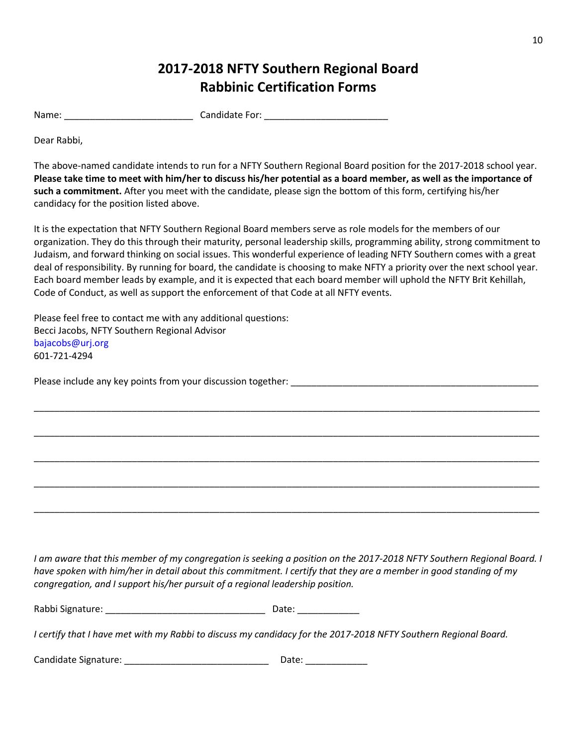# 2017-2018 NFTY Southern Regional Board
# Rabbinic Certification Forms

Name: _________________________ Candidate For: ________________________

Dear Rabbi,

The above-named candidate intends to run for a NFTY Southern Regional Board position for the 2017-2018 school year. **Please take time to meet with him/her to discuss his/her potential as a board member, as well as the importance of such a commitment.** After you meet with the candidate, please sign the bottom of this form, certifying his/her candidacy for the position listed above.

It is the expectation that NFTY Southern Regional Board members serve as role models for the members of our organization. They do this through their maturity, personal leadership skills, programming ability, strong commitment to Judaism, and forward thinking on social issues. This wonderful experience of leading NFTY Southern comes with a great deal of responsibility. By running for board, the candidate is choosing to make NFTY a priority over the next school year. Each board member leads by example, and it is expected that each board member will uphold the NFTY Brit Kehillah, Code of Conduct, as well as support the enforcement of that Code at all NFTY events.

Please feel free to contact me with any additional questions:
Becci Jacobs, NFTY Southern Regional Advisor
bajacobs@urj.org
601-721-4294

Please include any key points from your discussion together: _________________________________________________

_____________________________________________________________________________________________________

_____________________________________________________________________________________________________

_____________________________________________________________________________________________________

_____________________________________________________________________________________________________

_____________________________________________________________________________________________________

*I am aware that this member of my congregation is seeking a position on the 2017-2018 NFTY Southern Regional Board. I have spoken with him/her in detail about this commitment. I certify that they are a member in good standing of my congregation, and I support his/her pursuit of a regional leadership position.*

Rabbi Signature: _______________________________ Date: ____________

*I certify that I have met with my Rabbi to discuss my candidacy for the 2017-2018 NFTY Southern Regional Board.*

Candidate Signature: ____________________________ Date: ____________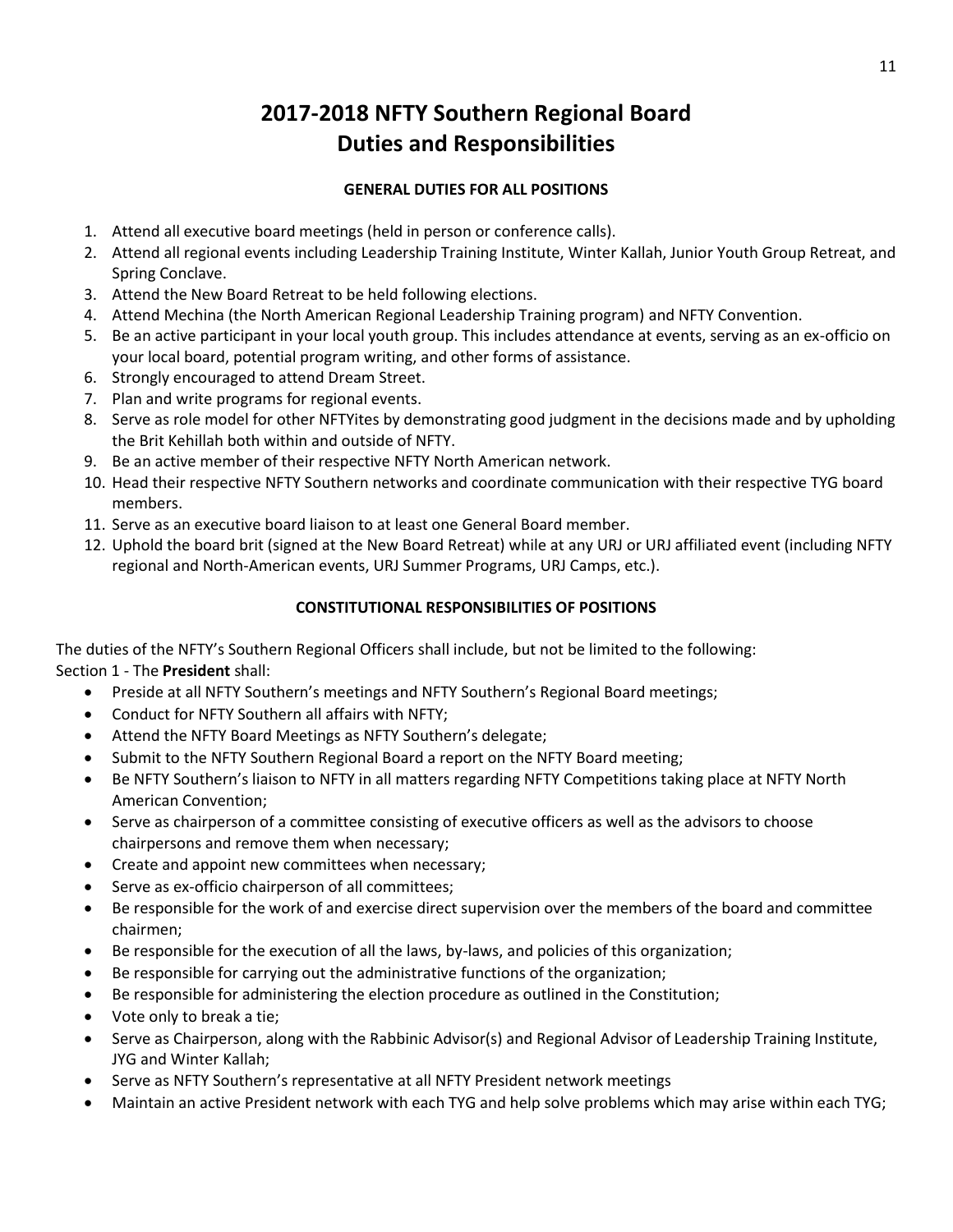# 2017-2018 NFTY Southern Regional Board Duties and Responsibilities

### GENERAL DUTIES FOR ALL POSITIONS

1. Attend all executive board meetings (held in person or conference calls).
2. Attend all regional events including Leadership Training Institute, Winter Kallah, Junior Youth Group Retreat, and Spring Conclave.
3. Attend the New Board Retreat to be held following elections.
4. Attend Mechina (the North American Regional Leadership Training program) and NFTY Convention.
5. Be an active participant in your local youth group. This includes attendance at events, serving as an ex-officio on your local board, potential program writing, and other forms of assistance.
6. Strongly encouraged to attend Dream Street.
7. Plan and write programs for regional events.
8. Serve as role model for other NFTYites by demonstrating good judgment in the decisions made and by upholding the Brit Kehillah both within and outside of NFTY.
9. Be an active member of their respective NFTY North American network.
10. Head their respective NFTY Southern networks and coordinate communication with their respective TYG board members.
11. Serve as an executive board liaison to at least one General Board member.
12. Uphold the board brit (signed at the New Board Retreat) while at any URJ or URJ affiliated event (including NFTY regional and North-American events, URJ Summer Programs, URJ Camps, etc.).

### CONSTITUTIONAL RESPONSIBILITIES OF POSITIONS

The duties of the NFTY's Southern Regional Officers shall include, but not be limited to the following:
Section 1 - The **President** shall:

- Preside at all NFTY Southern's meetings and NFTY Southern's Regional Board meetings;
- Conduct for NFTY Southern all affairs with NFTY;
- Attend the NFTY Board Meetings as NFTY Southern's delegate;
- Submit to the NFTY Southern Regional Board a report on the NFTY Board meeting;
- Be NFTY Southern's liaison to NFTY in all matters regarding NFTY Competitions taking place at NFTY North American Convention;
- Serve as chairperson of a committee consisting of executive officers as well as the advisors to choose chairpersons and remove them when necessary;
- Create and appoint new committees when necessary;
- Serve as ex-officio chairperson of all committees;
- Be responsible for the work of and exercise direct supervision over the members of the board and committee chairmen;
- Be responsible for the execution of all the laws, by-laws, and policies of this organization;
- Be responsible for carrying out the administrative functions of the organization;
- Be responsible for administering the election procedure as outlined in the Constitution;
- Vote only to break a tie;
- Serve as Chairperson, along with the Rabbinic Advisor(s) and Regional Advisor of Leadership Training Institute, JYG and Winter Kallah;
- Serve as NFTY Southern's representative at all NFTY President network meetings
- Maintain an active President network with each TYG and help solve problems which may arise within each TYG;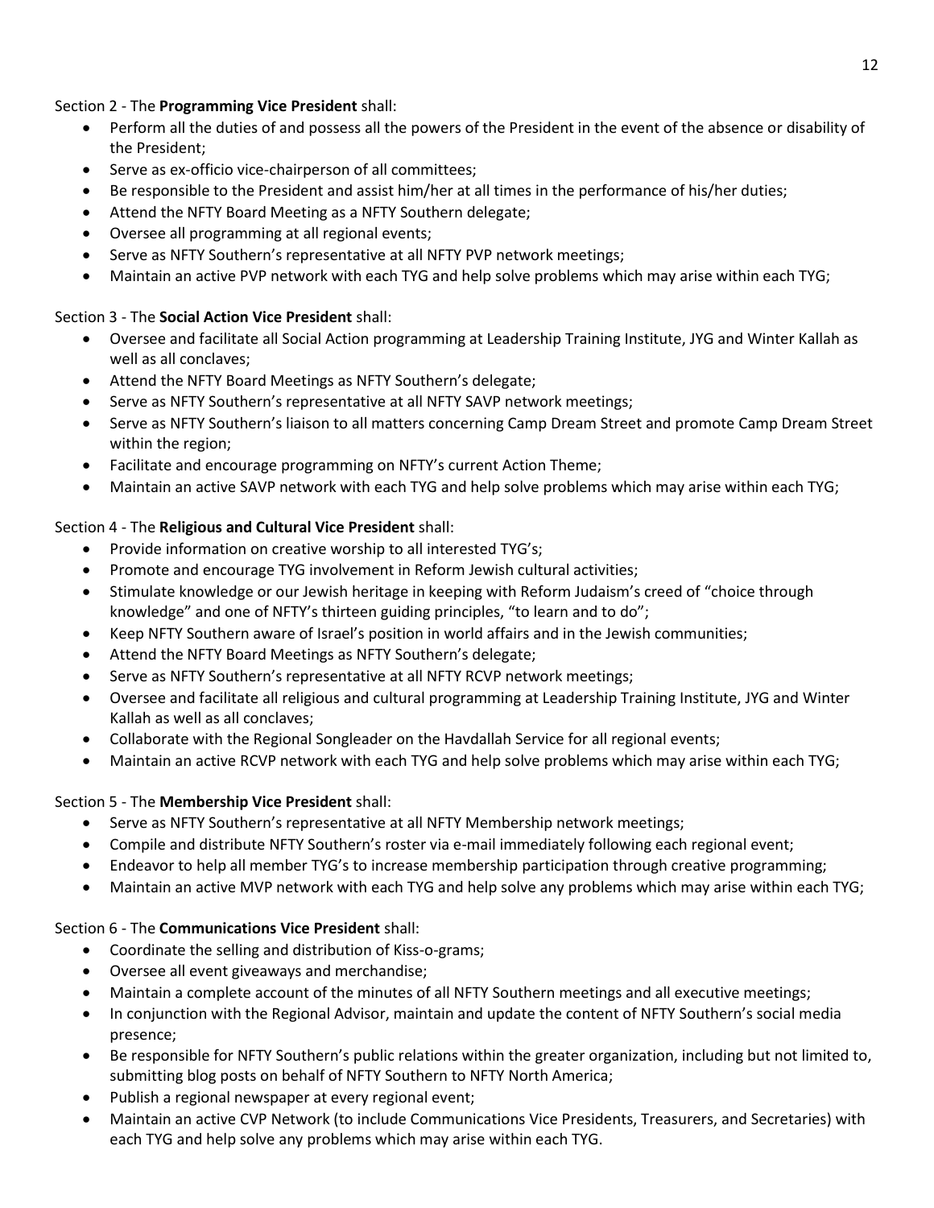Section 2 - The **Programming Vice President** shall:

- Perform all the duties of and possess all the powers of the President in the event of the absence or disability of the President;
- Serve as ex-officio vice-chairperson of all committees;
- Be responsible to the President and assist him/her at all times in the performance of his/her duties;
- Attend the NFTY Board Meeting as a NFTY Southern delegate;
- Oversee all programming at all regional events;
- Serve as NFTY Southern's representative at all NFTY PVP network meetings;
- Maintain an active PVP network with each TYG and help solve problems which may arise within each TYG;

Section 3 - The **Social Action Vice President** shall:

- Oversee and facilitate all Social Action programming at Leadership Training Institute, JYG and Winter Kallah as well as all conclaves;
- Attend the NFTY Board Meetings as NFTY Southern's delegate;
- Serve as NFTY Southern's representative at all NFTY SAVP network meetings;
- Serve as NFTY Southern's liaison to all matters concerning Camp Dream Street and promote Camp Dream Street within the region;
- Facilitate and encourage programming on NFTY's current Action Theme;
- Maintain an active SAVP network with each TYG and help solve problems which may arise within each TYG;

Section 4 - The **Religious and Cultural Vice President** shall:

- Provide information on creative worship to all interested TYG's;
- Promote and encourage TYG involvement in Reform Jewish cultural activities;
- Stimulate knowledge or our Jewish heritage in keeping with Reform Judaism's creed of "choice through knowledge" and one of NFTY's thirteen guiding principles, "to learn and to do";
- Keep NFTY Southern aware of Israel's position in world affairs and in the Jewish communities;
- Attend the NFTY Board Meetings as NFTY Southern's delegate;
- Serve as NFTY Southern's representative at all NFTY RCVP network meetings;
- Oversee and facilitate all religious and cultural programming at Leadership Training Institute, JYG and Winter Kallah as well as all conclaves;
- Collaborate with the Regional Songleader on the Havdallah Service for all regional events;
- Maintain an active RCVP network with each TYG and help solve problems which may arise within each TYG;

Section 5 - The **Membership Vice President** shall:

- Serve as NFTY Southern's representative at all NFTY Membership network meetings;
- Compile and distribute NFTY Southern's roster via e-mail immediately following each regional event;
- Endeavor to help all member TYG's to increase membership participation through creative programming;
- Maintain an active MVP network with each TYG and help solve any problems which may arise within each TYG;

Section 6 - The **Communications Vice President** shall:

- Coordinate the selling and distribution of Kiss-o-grams;
- Oversee all event giveaways and merchandise;
- Maintain a complete account of the minutes of all NFTY Southern meetings and all executive meetings;
- In conjunction with the Regional Advisor, maintain and update the content of NFTY Southern's social media presence;
- Be responsible for NFTY Southern's public relations within the greater organization, including but not limited to, submitting blog posts on behalf of NFTY Southern to NFTY North America;
- Publish a regional newspaper at every regional event;
- Maintain an active CVP Network (to include Communications Vice Presidents, Treasurers, and Secretaries) with each TYG and help solve any problems which may arise within each TYG.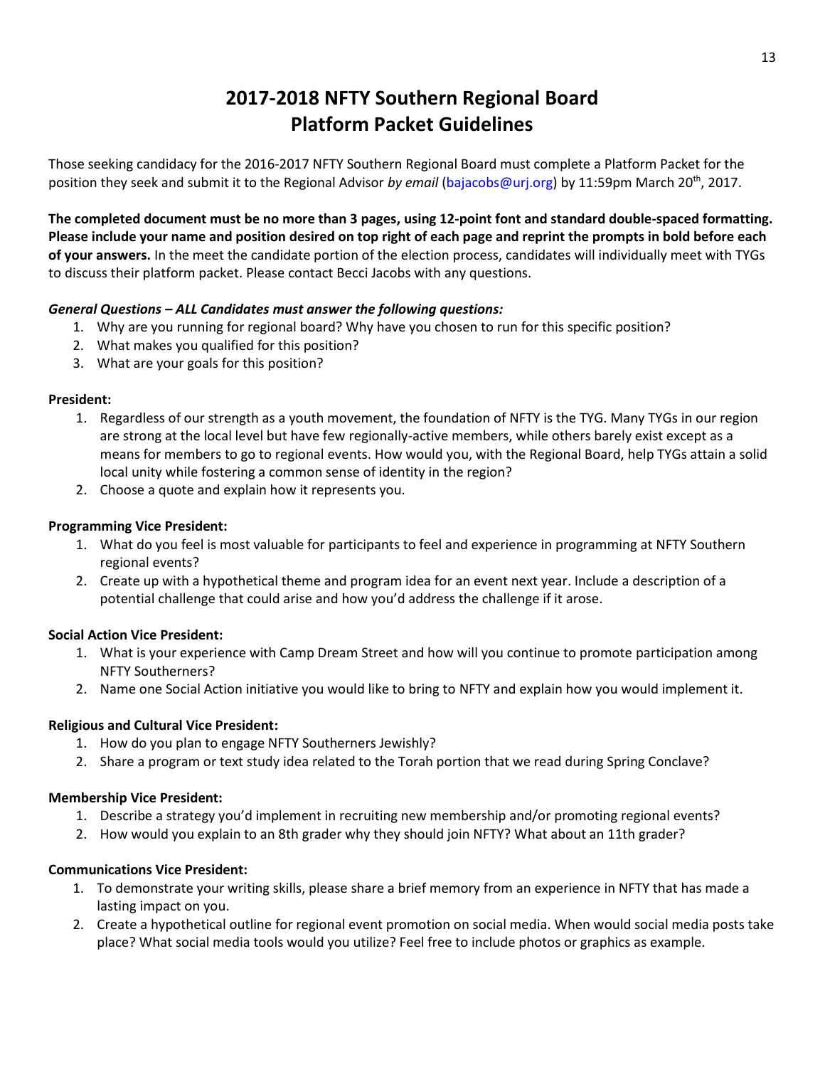# 2017-2018 NFTY Southern Regional Board Platform Packet Guidelines

Those seeking candidacy for the 2016-2017 NFTY Southern Regional Board must complete a Platform Packet for the position they seek and submit it to the Regional Advisor *by email* (bajacobs@urj.org) by 11:59pm March 20th, 2017.

**The completed document must be no more than 3 pages, using 12-point font and standard double-spaced formatting. Please include your name and position desired on top right of each page and reprint the prompts in bold before each of your answers.** In the meet the candidate portion of the election process, candidates will individually meet with TYGs to discuss their platform packet. Please contact Becci Jacobs with any questions.

***General Questions – ALL Candidates must answer the following questions:***

1. Why are you running for regional board? Why have you chosen to run for this specific position?
2. What makes you qualified for this position?
3. What are your goals for this position?

**President:**

1. Regardless of our strength as a youth movement, the foundation of NFTY is the TYG. Many TYGs in our region are strong at the local level but have few regionally-active members, while others barely exist except as a means for members to go to regional events. How would you, with the Regional Board, help TYGs attain a solid local unity while fostering a common sense of identity in the region?
2. Choose a quote and explain how it represents you.

**Programming Vice President:**

1. What do you feel is most valuable for participants to feel and experience in programming at NFTY Southern regional events?
2. Create up with a hypothetical theme and program idea for an event next year. Include a description of a potential challenge that could arise and how you'd address the challenge if it arose.

**Social Action Vice President:**

1. What is your experience with Camp Dream Street and how will you continue to promote participation among NFTY Southerners?
2. Name one Social Action initiative you would like to bring to NFTY and explain how you would implement it.

**Religious and Cultural Vice President:**

1. How do you plan to engage NFTY Southerners Jewishly?
2. Share a program or text study idea related to the Torah portion that we read during Spring Conclave?

**Membership Vice President:**

1. Describe a strategy you'd implement in recruiting new membership and/or promoting regional events?
2. How would you explain to an 8th grader why they should join NFTY? What about an 11th grader?

**Communications Vice President:**

1. To demonstrate your writing skills, please share a brief memory from an experience in NFTY that has made a lasting impact on you.
2. Create a hypothetical outline for regional event promotion on social media. When would social media posts take place? What social media tools would you utilize? Feel free to include photos or graphics as example.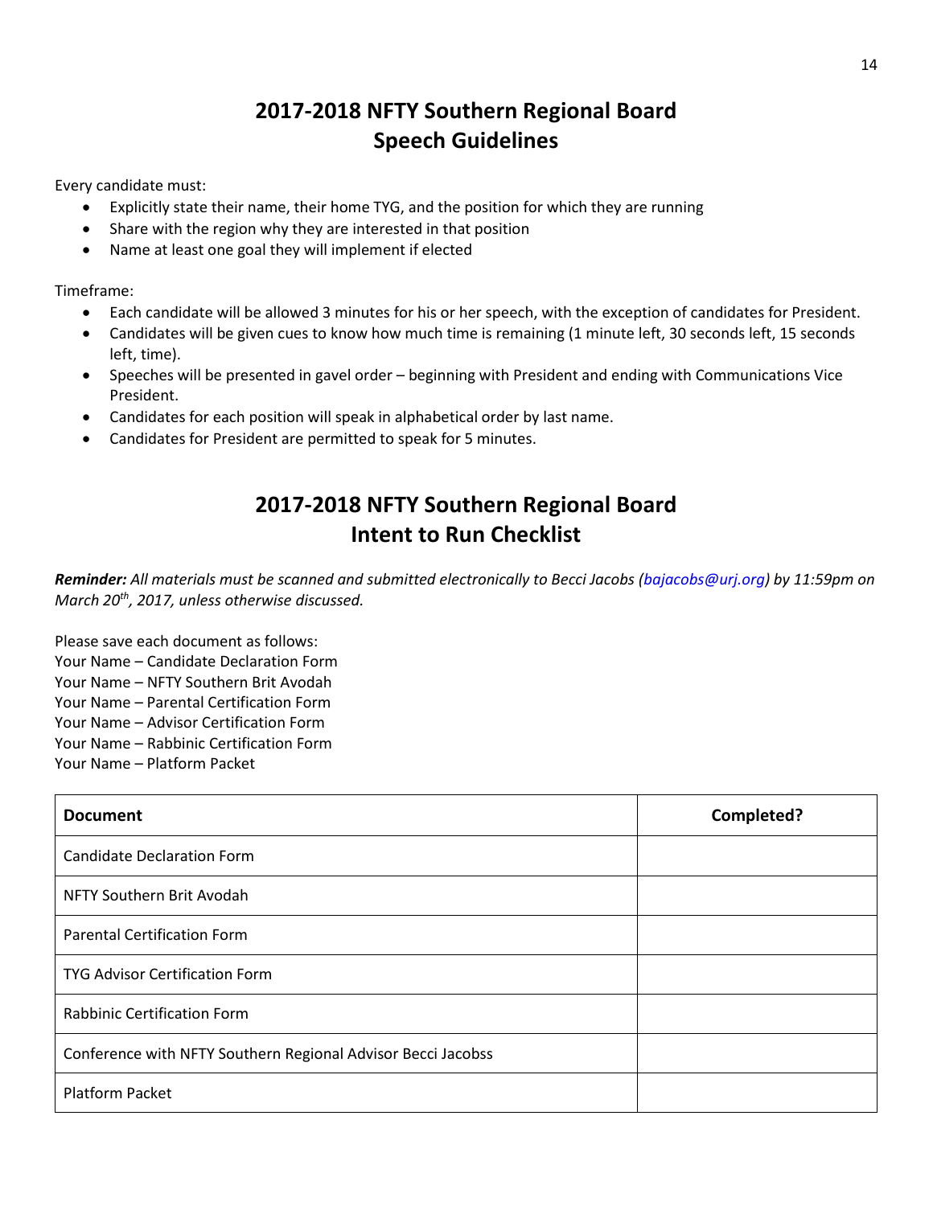# 2017-2018 NFTY Southern Regional Board
# Speech Guidelines

Every candidate must:

- Explicitly state their name, their home TYG, and the position for which they are running
- Share with the region why they are interested in that position
- Name at least one goal they will implement if elected

Timeframe:

- Each candidate will be allowed 3 minutes for his or her speech, with the exception of candidates for President.
- Candidates will be given cues to know how much time is remaining (1 minute left, 30 seconds left, 15 seconds left, time).
- Speeches will be presented in gavel order – beginning with President and ending with Communications Vice President.
- Candidates for each position will speak in alphabetical order by last name.
- Candidates for President are permitted to speak for 5 minutes.

# 2017-2018 NFTY Southern Regional Board
# Intent to Run Checklist

***Reminder:*** *All materials must be scanned and submitted electronically to Becci Jacobs (bajacobs@urj.org) by 11:59pm on March 20th, 2017, unless otherwise discussed.*

Please save each document as follows:
Your Name – Candidate Declaration Form
Your Name – NFTY Southern Brit Avodah
Your Name – Parental Certification Form
Your Name – Advisor Certification Form
Your Name – Rabbinic Certification Form
Your Name – Platform Packet

| Document | Completed? |
|---|---|
| Candidate Declaration Form | |
| NFTY Southern Brit Avodah | |
| Parental Certification Form | |
| TYG Advisor Certification Form | |
| Rabbinic Certification Form | |
| Conference with NFTY Southern Regional Advisor Becci Jacobss | |
| Platform Packet | |